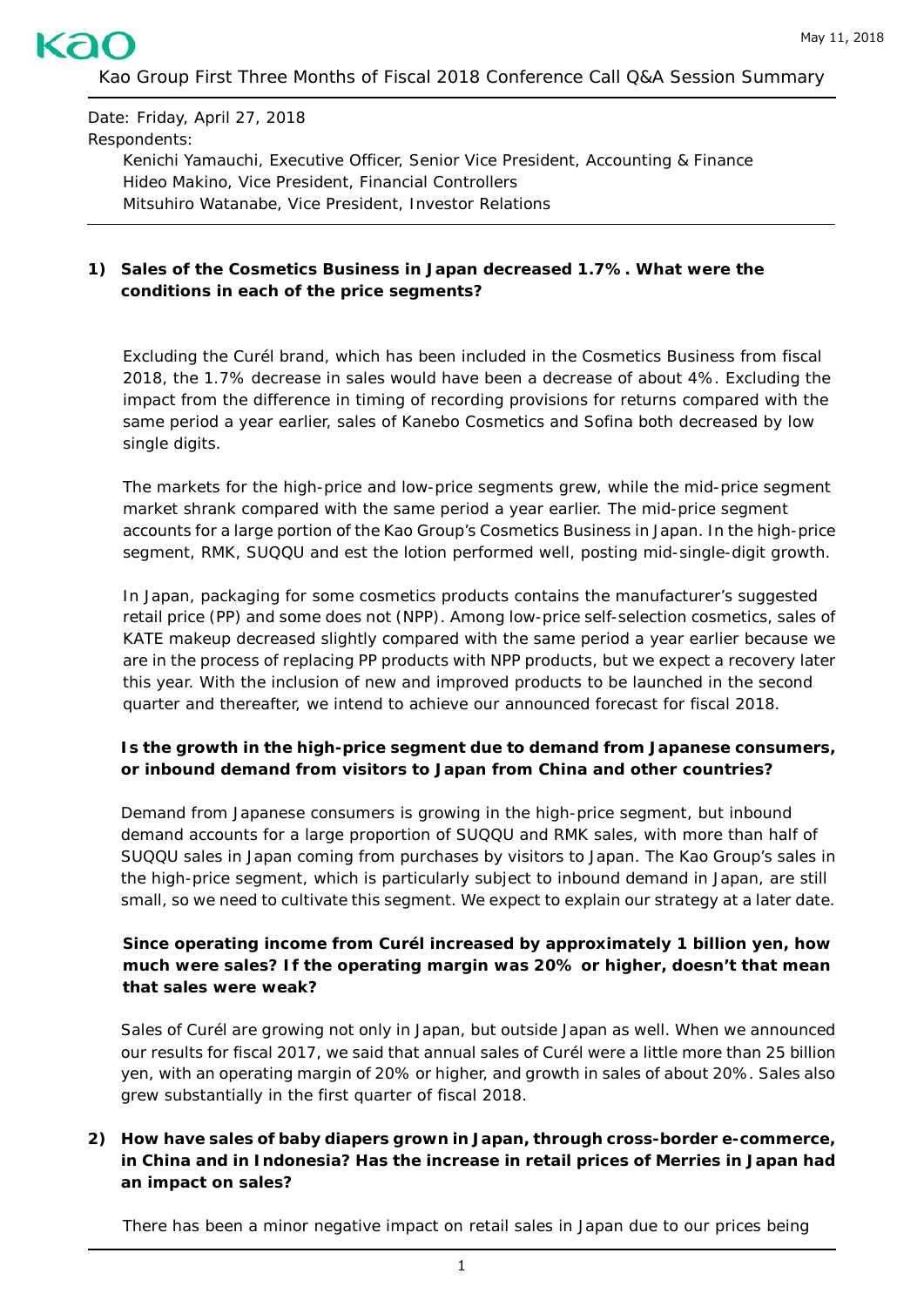May 11, 2018

# Kao Group First Three Months of Fiscal 2018 Conference Call Q&A Session Summary

Date: Friday, April 27, 2018

Respondents:

Kenichi Yamauchi, Executive Officer, Senior Vice President, Accounting & Finance
Hideo Makino, Vice President, Financial Controllers
Mitsuhiro Watanabe, Vice President, Investor Relations

**1) Sales of the Cosmetics Business in Japan decreased 1.7%. What were the conditions in each of the price segments?**

Excluding the Curél brand, which has been included in the Cosmetics Business from fiscal 2018, the 1.7% decrease in sales would have been a decrease of about 4%. Excluding the impact from the difference in timing of recording provisions for returns compared with the same period a year earlier, sales of Kanebo Cosmetics and Sofina both decreased by low single digits.

The markets for the high-price and low-price segments grew, while the mid-price segment market shrank compared with the same period a year earlier. The mid-price segment accounts for a large portion of the Kao Group's Cosmetics Business in Japan. In the high-price segment, RMK, SUQQU and est the lotion performed well, posting mid-single-digit growth.

In Japan, packaging for some cosmetics products contains the manufacturer's suggested retail price (PP) and some does not (NPP). Among low-price self-selection cosmetics, sales of KATE makeup decreased slightly compared with the same period a year earlier because we are in the process of replacing PP products with NPP products, but we expect a recovery later this year. With the inclusion of new and improved products to be launched in the second quarter and thereafter, we intend to achieve our announced forecast for fiscal 2018.

**Is the growth in the high-price segment due to demand from Japanese consumers, or inbound demand from visitors to Japan from China and other countries?**

Demand from Japanese consumers is growing in the high-price segment, but inbound demand accounts for a large proportion of SUQQU and RMK sales, with more than half of SUQQU sales in Japan coming from purchases by visitors to Japan. The Kao Group's sales in the high-price segment, which is particularly subject to inbound demand in Japan, are still small, so we need to cultivate this segment. We expect to explain our strategy at a later date.

**Since operating income from Curél increased by approximately 1 billion yen, how much were sales? If the operating margin was 20% or higher, doesn't that mean that sales were weak?**

Sales of Curél are growing not only in Japan, but outside Japan as well. When we announced our results for fiscal 2017, we said that annual sales of Curél were a little more than 25 billion yen, with an operating margin of 20% or higher, and growth in sales of about 20%. Sales also grew substantially in the first quarter of fiscal 2018.

**2) How have sales of baby diapers grown in Japan, through cross-border e-commerce, in China and in Indonesia? Has the increase in retail prices of Merries in Japan had an impact on sales?**

There has been a minor negative impact on retail sales in Japan due to our prices being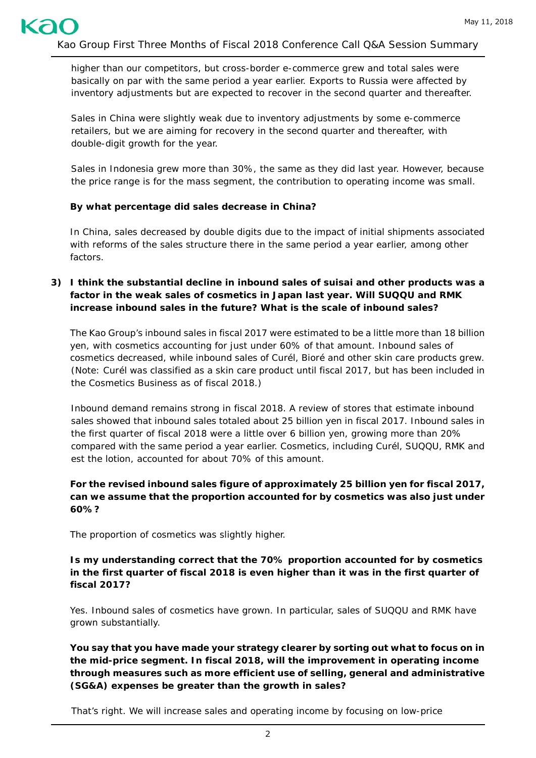higher than our competitors, but cross-border e-commerce grew and total sales were basically on par with the same period a year earlier. Exports to Russia were affected by inventory adjustments but are expected to recover in the second quarter and thereafter.

Sales in China were slightly weak due to inventory adjustments by some e-commerce retailers, but we are aiming for recovery in the second quarter and thereafter, with double-digit growth for the year.

Sales in Indonesia grew more than 30%, the same as they did last year. However, because the price range is for the mass segment, the contribution to operating income was small.

**By what percentage did sales decrease in China?**

In China, sales decreased by double digits due to the impact of initial shipments associated with reforms of the sales structure there in the same period a year earlier, among other factors.

**3) I think the substantial decline in inbound sales of suisai and other products was a factor in the weak sales of cosmetics in Japan last year. Will SUQQU and RMK increase inbound sales in the future? What is the scale of inbound sales?**

The Kao Group's inbound sales in fiscal 2017 were estimated to be a little more than 18 billion yen, with cosmetics accounting for just under 60% of that amount. Inbound sales of cosmetics decreased, while inbound sales of Curél, Bioré and other skin care products grew. (Note: Curél was classified as a skin care product until fiscal 2017, but has been included in the Cosmetics Business as of fiscal 2018.)

Inbound demand remains strong in fiscal 2018. A review of stores that estimate inbound sales showed that inbound sales totaled about 25 billion yen in fiscal 2017. Inbound sales in the first quarter of fiscal 2018 were a little over 6 billion yen, growing more than 20% compared with the same period a year earlier. Cosmetics, including Curél, SUQQU, RMK and est the lotion, accounted for about 70% of this amount.

**For the revised inbound sales figure of approximately 25 billion yen for fiscal 2017, can we assume that the proportion accounted for by cosmetics was also just under 60%?**

The proportion of cosmetics was slightly higher.

**Is my understanding correct that the 70% proportion accounted for by cosmetics in the first quarter of fiscal 2018 is even higher than it was in the first quarter of fiscal 2017?**

Yes. Inbound sales of cosmetics have grown. In particular, sales of SUQQU and RMK have grown substantially.

**You say that you have made your strategy clearer by sorting out what to focus on in the mid-price segment. In fiscal 2018, will the improvement in operating income through measures such as more efficient use of selling, general and administrative (SG&A) expenses be greater than the growth in sales?**

That's right. We will increase sales and operating income by focusing on low-price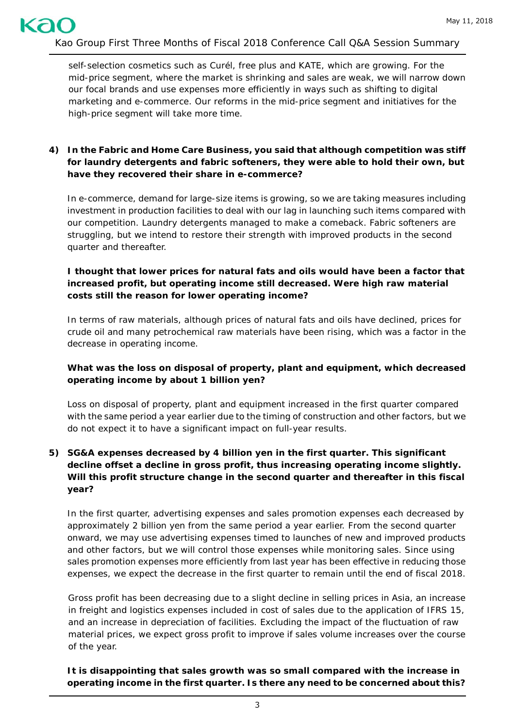self-selection cosmetics such as Curél, free plus and KATE, which are growing. For the mid-price segment, where the market is shrinking and sales are weak, we will narrow down our focal brands and use expenses more efficiently in ways such as shifting to digital marketing and e-commerce. Our reforms in the mid-price segment and initiatives for the high-price segment will take more time.

4) **In the Fabric and Home Care Business, you said that although competition was stiff for laundry detergents and fabric softeners, they were able to hold their own, but have they recovered their share in e-commerce?**

   In e-commerce, demand for large-size items is growing, so we are taking measures including investment in production facilities to deal with our lag in launching such items compared with our competition. Laundry detergents managed to make a comeback. Fabric softeners are struggling, but we intend to restore their strength with improved products in the second quarter and thereafter.

   **I thought that lower prices for natural fats and oils would have been a factor that increased profit, but operating income still decreased. Were high raw material costs still the reason for lower operating income?**

   In terms of raw materials, although prices of natural fats and oils have declined, prices for crude oil and many petrochemical raw materials have been rising, which was a factor in the decrease in operating income.

   **What was the loss on disposal of property, plant and equipment, which decreased operating income by about 1 billion yen?**

   Loss on disposal of property, plant and equipment increased in the first quarter compared with the same period a year earlier due to the timing of construction and other factors, but we do not expect it to have a significant impact on full-year results.

5) **SG&A expenses decreased by 4 billion yen in the first quarter. This significant decline offset a decline in gross profit, thus increasing operating income slightly. Will this profit structure change in the second quarter and thereafter in this fiscal year?**

   In the first quarter, advertising expenses and sales promotion expenses each decreased by approximately 2 billion yen from the same period a year earlier. From the second quarter onward, we may use advertising expenses timed to launches of new and improved products and other factors, but we will control those expenses while monitoring sales. Since using sales promotion expenses more efficiently from last year has been effective in reducing those expenses, we expect the decrease in the first quarter to remain until the end of fiscal 2018.

   Gross profit has been decreasing due to a slight decline in selling prices in Asia, an increase in freight and logistics expenses included in cost of sales due to the application of IFRS 15, and an increase in depreciation of facilities. Excluding the impact of the fluctuation of raw material prices, we expect gross profit to improve if sales volume increases over the course of the year.

   **It is disappointing that sales growth was so small compared with the increase in operating income in the first quarter. Is there any need to be concerned about this?**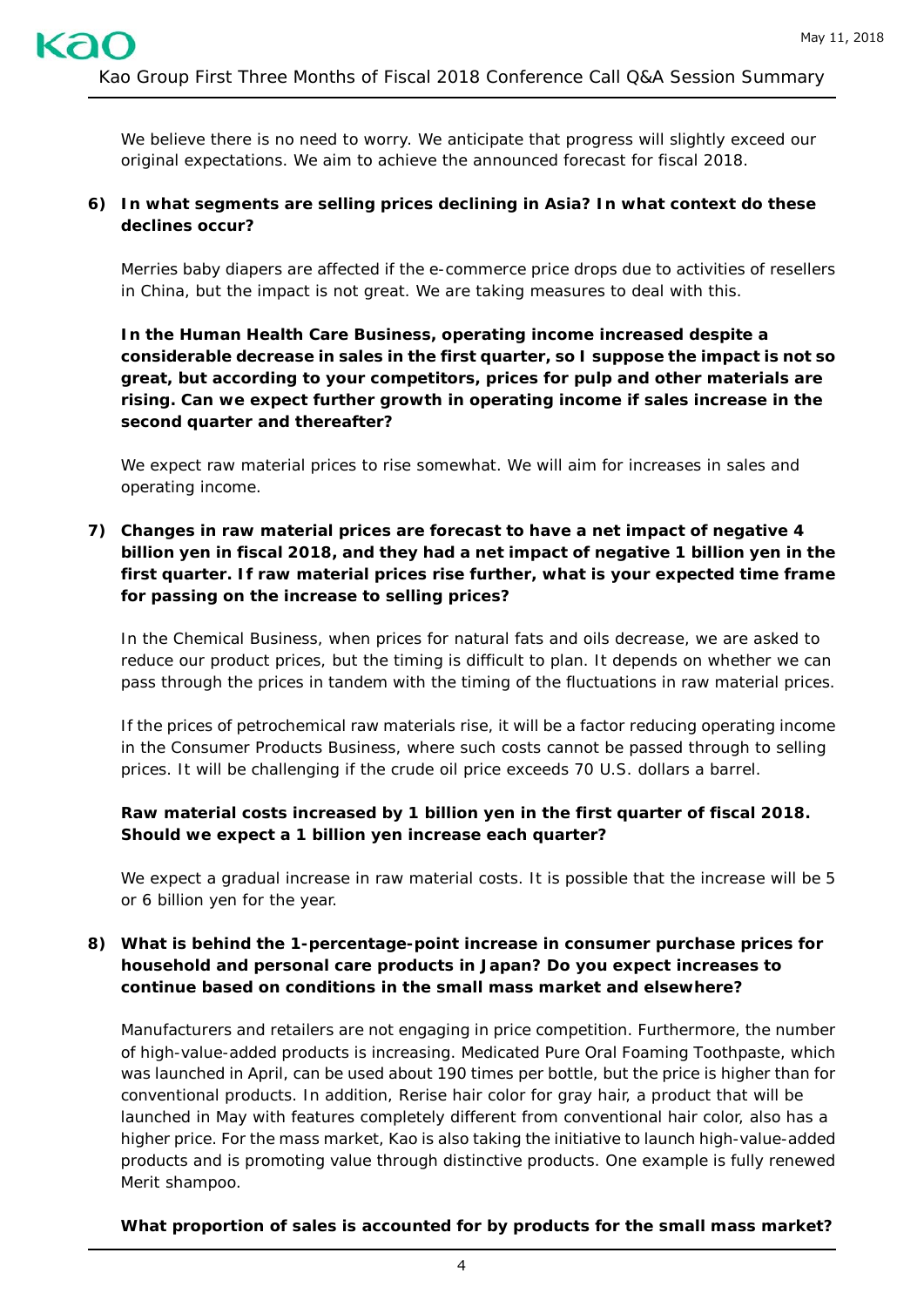We believe there is no need to worry. We anticipate that progress will slightly exceed our original expectations. We aim to achieve the announced forecast for fiscal 2018.

**6) In what segments are selling prices declining in Asia? In what context do these declines occur?**

Merries baby diapers are affected if the e-commerce price drops due to activities of resellers in China, but the impact is not great. We are taking measures to deal with this.

**In the Human Health Care Business, operating income increased despite a considerable decrease in sales in the first quarter, so I suppose the impact is not so great, but according to your competitors, prices for pulp and other materials are rising. Can we expect further growth in operating income if sales increase in the second quarter and thereafter?**

We expect raw material prices to rise somewhat. We will aim for increases in sales and operating income.

**7) Changes in raw material prices are forecast to have a net impact of negative 4 billion yen in fiscal 2018, and they had a net impact of negative 1 billion yen in the first quarter. If raw material prices rise further, what is your expected time frame for passing on the increase to selling prices?**

In the Chemical Business, when prices for natural fats and oils decrease, we are asked to reduce our product prices, but the timing is difficult to plan. It depends on whether we can pass through the prices in tandem with the timing of the fluctuations in raw material prices.

If the prices of petrochemical raw materials rise, it will be a factor reducing operating income in the Consumer Products Business, where such costs cannot be passed through to selling prices. It will be challenging if the crude oil price exceeds 70 U.S. dollars a barrel.

**Raw material costs increased by 1 billion yen in the first quarter of fiscal 2018. Should we expect a 1 billion yen increase each quarter?**

We expect a gradual increase in raw material costs. It is possible that the increase will be 5 or 6 billion yen for the year.

**8) What is behind the 1-percentage-point increase in consumer purchase prices for household and personal care products in Japan? Do you expect increases to continue based on conditions in the small mass market and elsewhere?**

Manufacturers and retailers are not engaging in price competition. Furthermore, the number of high-value-added products is increasing. Medicated Pure Oral Foaming Toothpaste, which was launched in April, can be used about 190 times per bottle, but the price is higher than for conventional products. In addition, Rerise hair color for gray hair, a product that will be launched in May with features completely different from conventional hair color, also has a higher price. For the mass market, Kao is also taking the initiative to launch high-value-added products and is promoting value through distinctive products. One example is fully renewed Merit shampoo.

**What proportion of sales is accounted for by products for the small mass market?**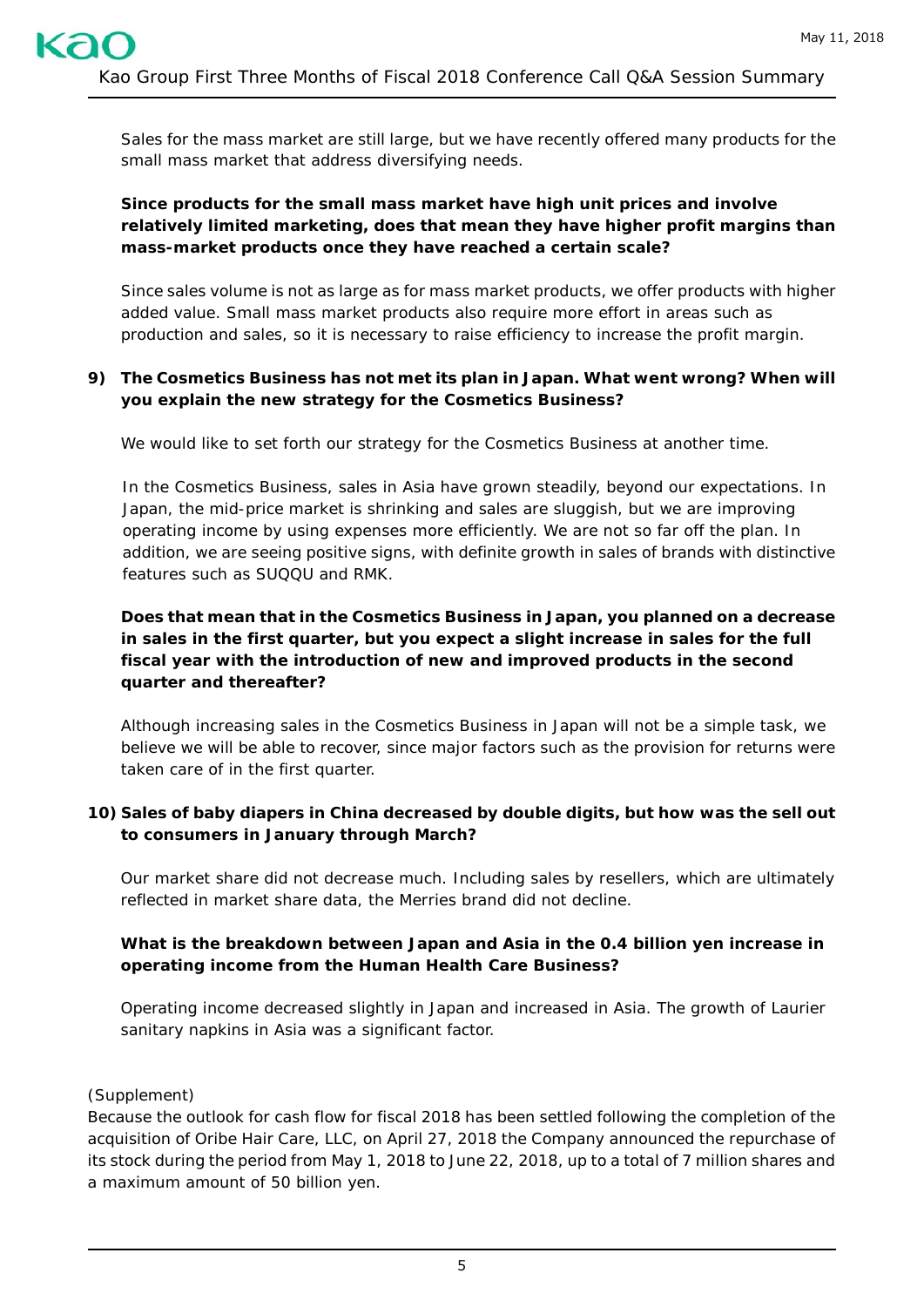Sales for the mass market are still large, but we have recently offered many products for the small mass market that address diversifying needs.

**Since products for the small mass market have high unit prices and involve relatively limited marketing, does that mean they have higher profit margins than mass-market products once they have reached a certain scale?**

Since sales volume is not as large as for mass market products, we offer products with higher added value. Small mass market products also require more effort in areas such as production and sales, so it is necessary to raise efficiency to increase the profit margin.

**9) The Cosmetics Business has not met its plan in Japan. What went wrong? When will you explain the new strategy for the Cosmetics Business?**

We would like to set forth our strategy for the Cosmetics Business at another time.

In the Cosmetics Business, sales in Asia have grown steadily, beyond our expectations. In Japan, the mid-price market is shrinking and sales are sluggish, but we are improving operating income by using expenses more efficiently. We are not so far off the plan. In addition, we are seeing positive signs, with definite growth in sales of brands with distinctive features such as SUQQU and RMK.

**Does that mean that in the Cosmetics Business in Japan, you planned on a decrease in sales in the first quarter, but you expect a slight increase in sales for the full fiscal year with the introduction of new and improved products in the second quarter and thereafter?**

Although increasing sales in the Cosmetics Business in Japan will not be a simple task, we believe we will be able to recover, since major factors such as the provision for returns were taken care of in the first quarter.

**10) Sales of baby diapers in China decreased by double digits, but how was the sell out to consumers in January through March?**

Our market share did not decrease much. Including sales by resellers, which are ultimately reflected in market share data, the Merries brand did not decline.

**What is the breakdown between Japan and Asia in the 0.4 billion yen increase in operating income from the Human Health Care Business?**

Operating income decreased slightly in Japan and increased in Asia. The growth of Laurier sanitary napkins in Asia was a significant factor.

(Supplement)

Because the outlook for cash flow for fiscal 2018 has been settled following the completion of the acquisition of Oribe Hair Care, LLC, on April 27, 2018 the Company announced the repurchase of its stock during the period from May 1, 2018 to June 22, 2018, up to a total of 7 million shares and a maximum amount of 50 billion yen.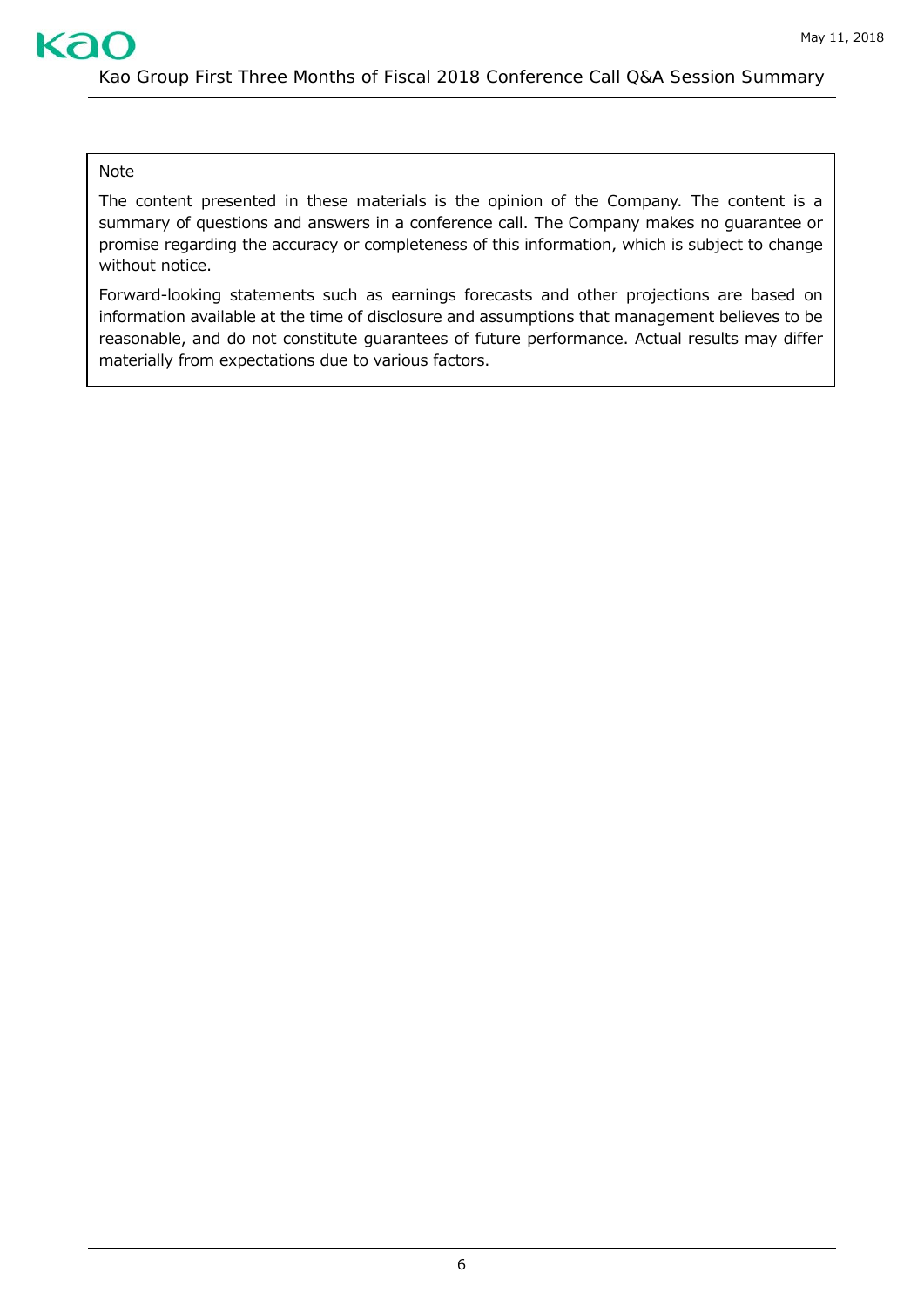Note

The content presented in these materials is the opinion of the Company. The content is a summary of questions and answers in a conference call. The Company makes no guarantee or promise regarding the accuracy or completeness of this information, which is subject to change without notice.

Forward-looking statements such as earnings forecasts and other projections are based on information available at the time of disclosure and assumptions that management believes to be reasonable, and do not constitute guarantees of future performance. Actual results may differ materially from expectations due to various factors.